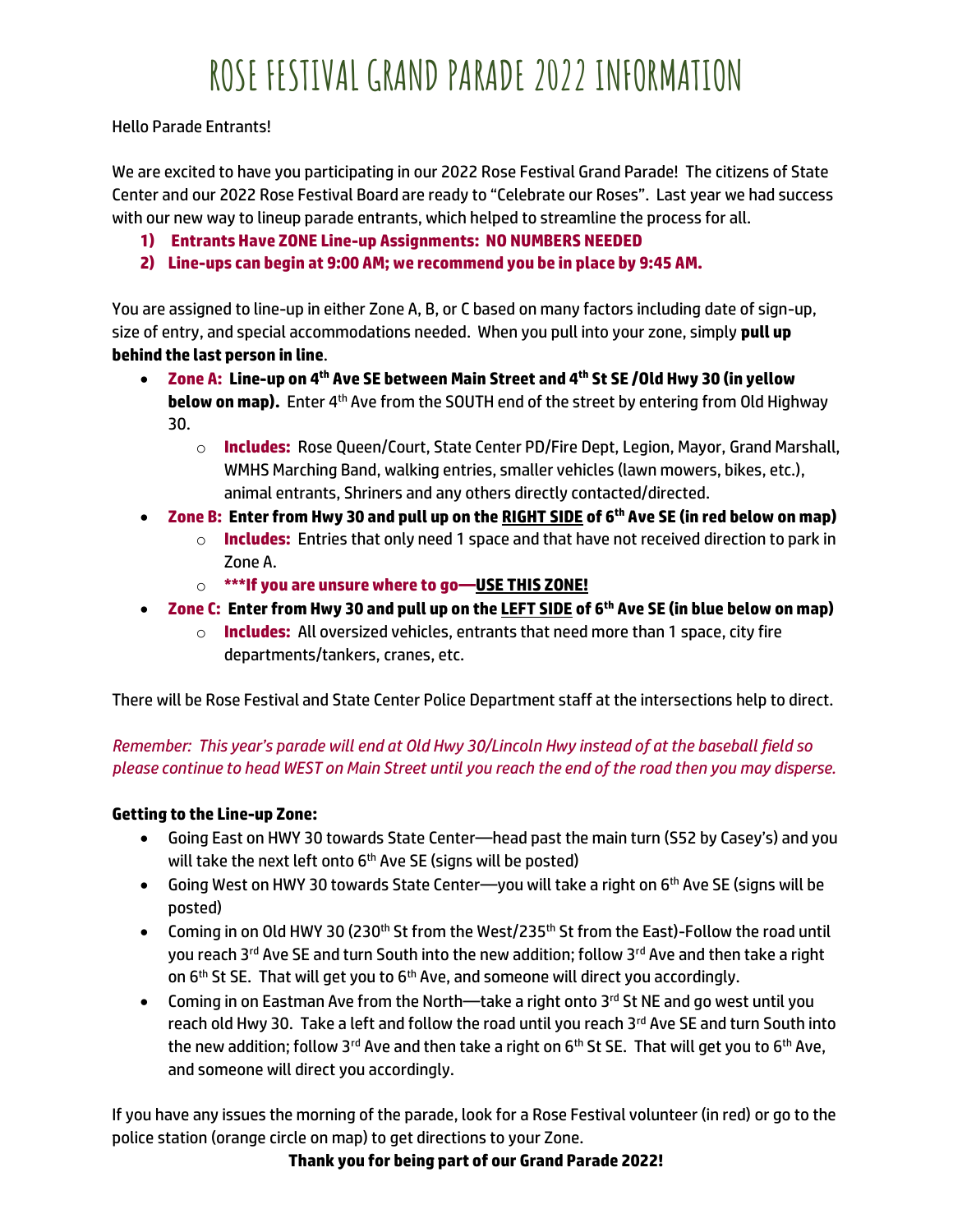# ROSE FESTIVAL GRAND PARADE 2022 INFORMATION

Hello Parade Entrants!

We are excited to have you participating in our 2022 Rose Festival Grand Parade! The citizens of State Center and our 2022 Rose Festival Board are ready to "Celebrate our Roses". Last year we had success with our new way to lineup parade entrants, which helped to streamline the process for all.

1) **Entrants Have ZONE Line-up Assignments: NO NUMBERS NEEDED**
2) **Line-ups can begin at 9:00 AM; we recommend you be in place by 9:45 AM.**

You are assigned to line-up in either Zone A, B, or C based on many factors including date of sign-up, size of entry, and special accommodations needed. When you pull into your zone, simply **pull up behind the last person in line**.

- **Zone A: Line-up on 4th Ave SE between Main Street and 4th St SE /Old Hwy 30 (in yellow below on map).** Enter 4th Ave from the SOUTH end of the street by entering from Old Highway 30.
  - **Includes:** Rose Queen/Court, State Center PD/Fire Dept, Legion, Mayor, Grand Marshall, WMHS Marching Band, walking entries, smaller vehicles (lawn mowers, bikes, etc.), animal entrants, Shriners and any others directly contacted/directed.
- **Zone B: Enter from Hwy 30 and pull up on the <u>RIGHT SIDE</u> of 6th Ave SE (in red below on map)**
  - **Includes:** Entries that only need 1 space and that have not received direction to park in Zone A.
  - **\*\*\*If you are unsure where to go—<u>USE THIS ZONE!</u>**
- **Zone C: Enter from Hwy 30 and pull up on the <u>LEFT SIDE</u> of 6th Ave SE (in blue below on map)**
  - **Includes:** All oversized vehicles, entrants that need more than 1 space, city fire departments/tankers, cranes, etc.

There will be Rose Festival and State Center Police Department staff at the intersections help to direct.

*Remember: This year's parade will end at Old Hwy 30/Lincoln Hwy instead of at the baseball field so please continue to head WEST on Main Street until you reach the end of the road then you may disperse.*

**Getting to the Line-up Zone:**

- Going East on HWY 30 towards State Center—head past the main turn (S52 by Casey's) and you will take the next left onto 6th Ave SE (signs will be posted)
- Going West on HWY 30 towards State Center—you will take a right on 6th Ave SE (signs will be posted)
- Coming in on Old HWY 30 (230th St from the West/235th St from the East)-Follow the road until you reach 3rd Ave SE and turn South into the new addition; follow 3rd Ave and then take a right on 6th St SE. That will get you to 6th Ave, and someone will direct you accordingly.
- Coming in on Eastman Ave from the North—take a right onto 3rd St NE and go west until you reach old Hwy 30. Take a left and follow the road until you reach 3rd Ave SE and turn South into the new addition; follow 3rd Ave and then take a right on 6th St SE. That will get you to 6th Ave, and someone will direct you accordingly.

If you have any issues the morning of the parade, look for a Rose Festival volunteer (in red) or go to the police station (orange circle on map) to get directions to your Zone.

**Thank you for being part of our Grand Parade 2022!**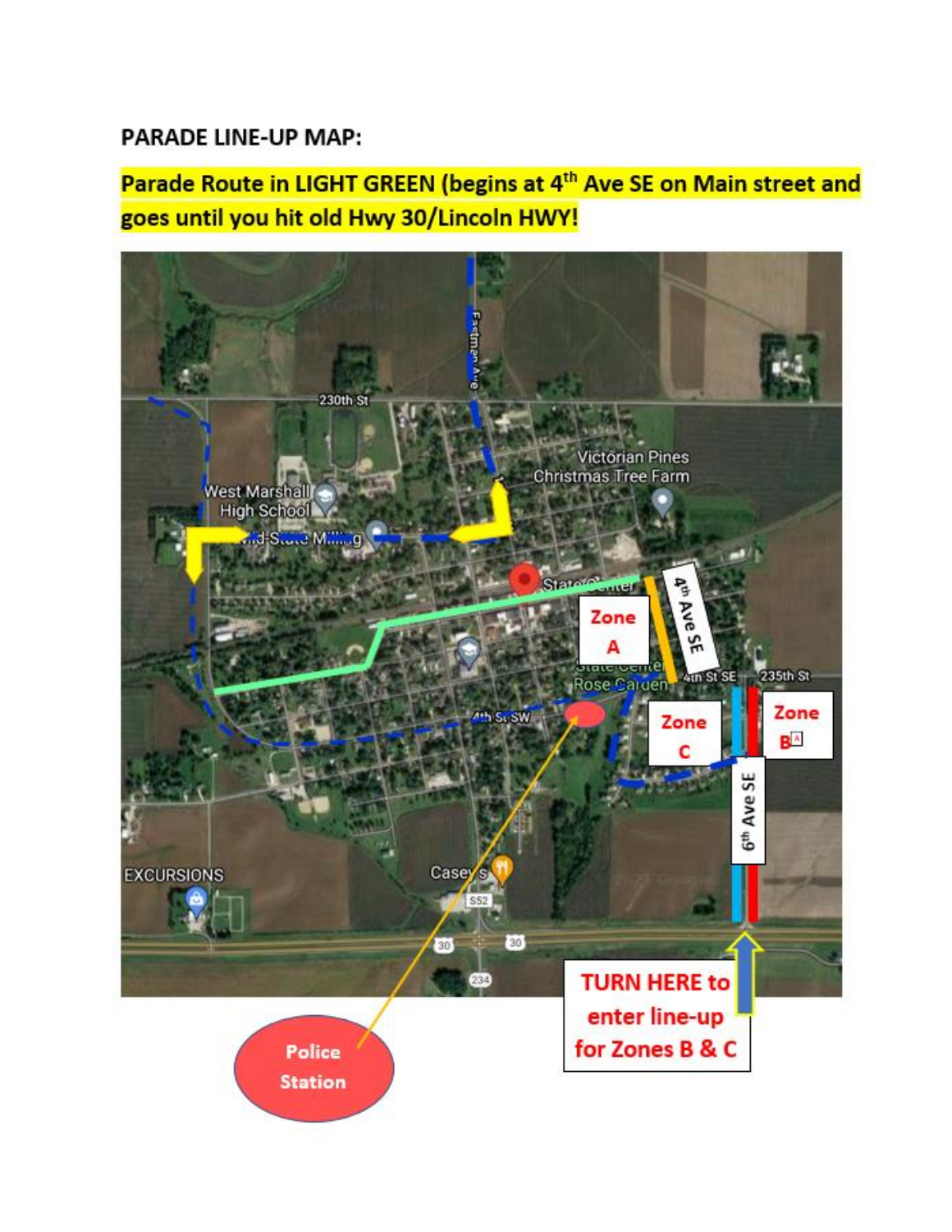**PARADE LINE-UP MAP:**

**Parade Route in LIGHT GREEN (begins at 4th Ave SE on Main street and goes until you hit old Hwy 30/Lincoln HWY!**

230th St

Eastman Ave

Victorian Pines Christmas Tree Farm

West Marshall High School

Mid-State Milling

State Center

4th Ave SE

Zone A

State Center Rose Garden

4th St SE

235th St

Zone C

Zone B

4th St SW

6th Ave SE

EXCURSIONS

Casey's

S52

30

30

234

TURN HERE to enter line-up for Zones B & C

Police Station